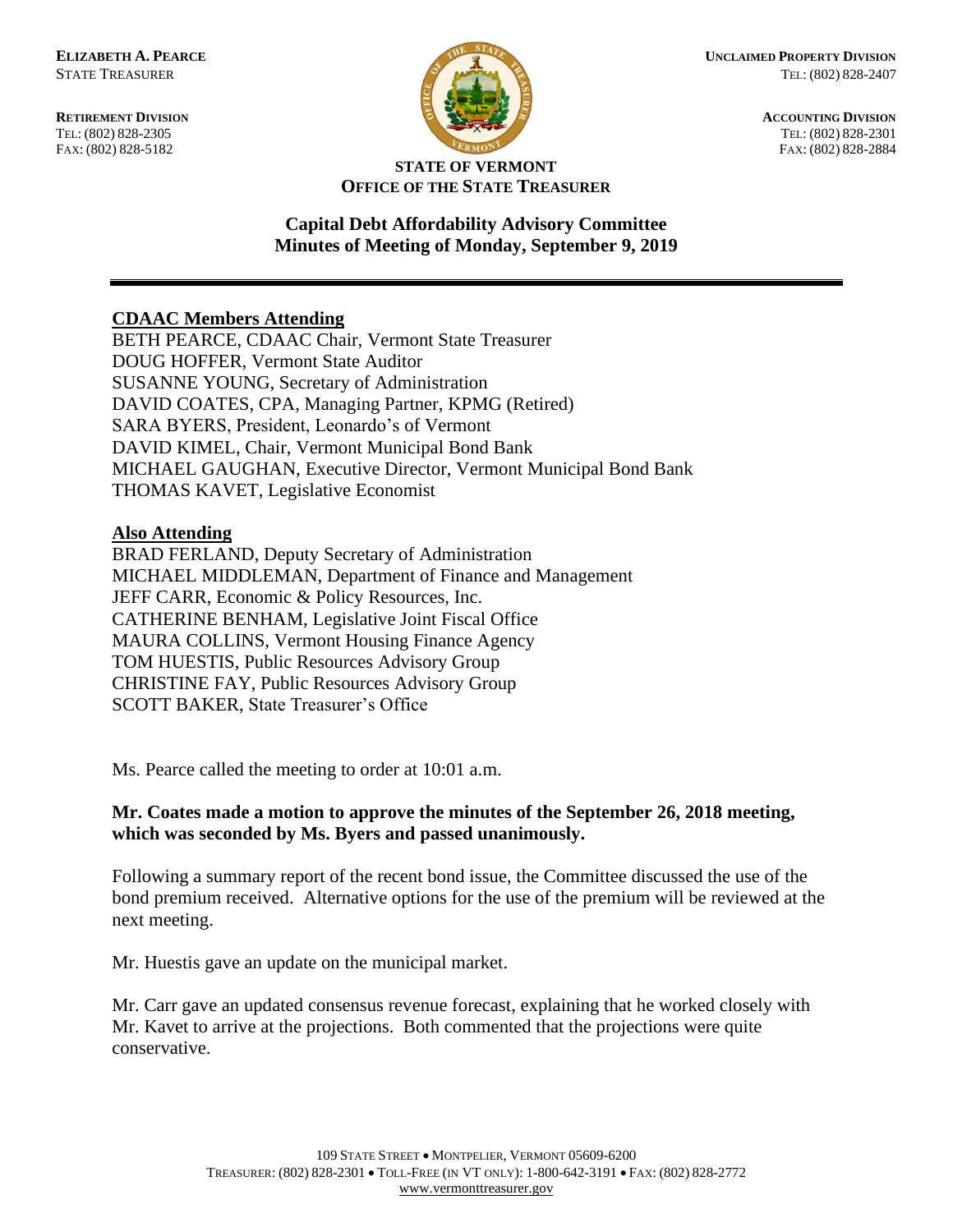**ELIZABETH A. PEARCE**
STATE TREASURER

**RETIREMENT DIVISION**
TEL: (802) 828-2305
FAX: (802) 828-5182

**UNCLAIMED PROPERTY DIVISION**
TEL: (802) 828-2407

**ACCOUNTING DIVISION**
TEL: (802) 828-2301
FAX: (802) 828-2884

**STATE OF VERMONT**
**OFFICE OF THE STATE TREASURER**

## Capital Debt Affordability Advisory Committee
## Minutes of Meeting of Monday, September 9, 2019

---

**CDAAC Members Attending**

BETH PEARCE, CDAAC Chair, Vermont State Treasurer
DOUG HOFFER, Vermont State Auditor
SUSANNE YOUNG, Secretary of Administration
DAVID COATES, CPA, Managing Partner, KPMG (Retired)
SARA BYERS, President, Leonardo's of Vermont
DAVID KIMEL, Chair, Vermont Municipal Bond Bank
MICHAEL GAUGHAN, Executive Director, Vermont Municipal Bond Bank
THOMAS KAVET, Legislative Economist

**Also Attending**

BRAD FERLAND, Deputy Secretary of Administration
MICHAEL MIDDLEMAN, Department of Finance and Management
JEFF CARR, Economic & Policy Resources, Inc.
CATHERINE BENHAM, Legislative Joint Fiscal Office
MAURA COLLINS, Vermont Housing Finance Agency
TOM HUESTIS, Public Resources Advisory Group
CHRISTINE FAY, Public Resources Advisory Group
SCOTT BAKER, State Treasurer's Office

Ms. Pearce called the meeting to order at 10:01 a.m.

**Mr. Coates made a motion to approve the minutes of the September 26, 2018 meeting, which was seconded by Ms. Byers and passed unanimously.**

Following a summary report of the recent bond issue, the Committee discussed the use of the bond premium received. Alternative options for the use of the premium will be reviewed at the next meeting.

Mr. Huestis gave an update on the municipal market.

Mr. Carr gave an updated consensus revenue forecast, explaining that he worked closely with Mr. Kavet to arrive at the projections. Both commented that the projections were quite conservative.

109 STATE STREET • MONTPELIER, VERMONT 05609-6200
TREASURER: (802) 828-2301 • TOLL-FREE (IN VT ONLY): 1-800-642-3191 • FAX: (802) 828-2772
www.vermonttreasurer.gov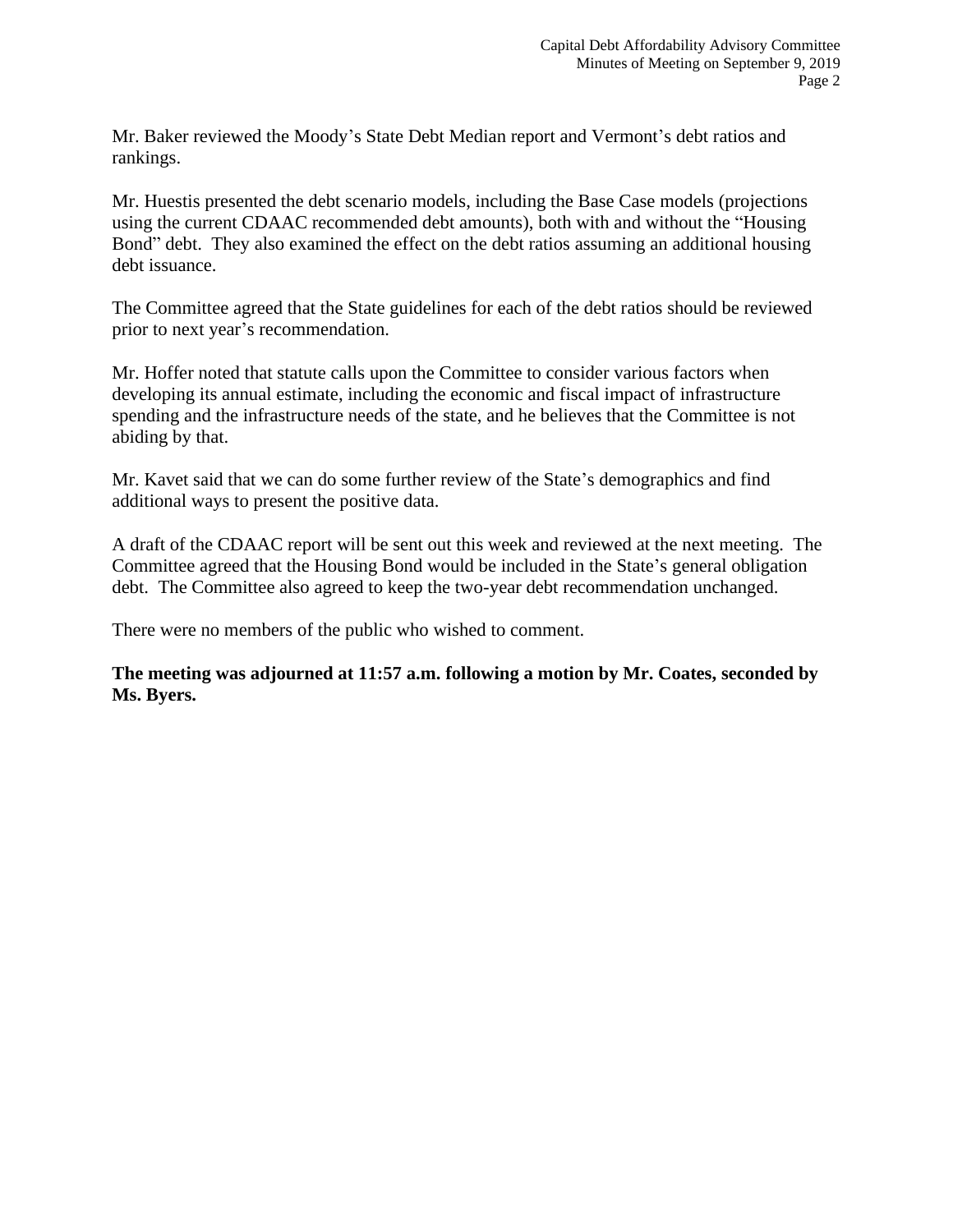Mr. Baker reviewed the Moody's State Debt Median report and Vermont's debt ratios and rankings.

Mr. Huestis presented the debt scenario models, including the Base Case models (projections using the current CDAAC recommended debt amounts), both with and without the "Housing Bond" debt. They also examined the effect on the debt ratios assuming an additional housing debt issuance.

The Committee agreed that the State guidelines for each of the debt ratios should be reviewed prior to next year's recommendation.

Mr. Hoffer noted that statute calls upon the Committee to consider various factors when developing its annual estimate, including the economic and fiscal impact of infrastructure spending and the infrastructure needs of the state, and he believes that the Committee is not abiding by that.

Mr. Kavet said that we can do some further review of the State's demographics and find additional ways to present the positive data.

A draft of the CDAAC report will be sent out this week and reviewed at the next meeting. The Committee agreed that the Housing Bond would be included in the State's general obligation debt. The Committee also agreed to keep the two-year debt recommendation unchanged.

There were no members of the public who wished to comment.

**The meeting was adjourned at 11:57 a.m. following a motion by Mr. Coates, seconded by Ms. Byers.**